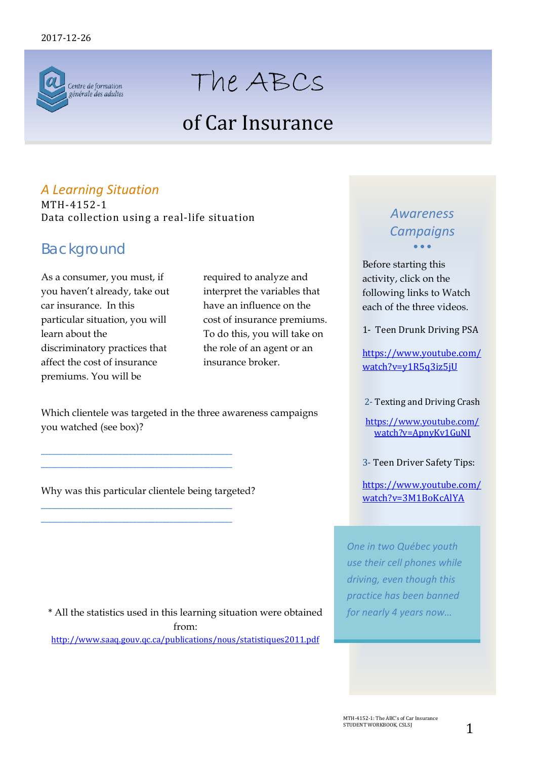2017-12-26

Centre de formation générale des adultes

# The ABCs

# of Car Insurance

*A Learning Situation*

MTH-4152-1

Data collection using a real-life situation

## Background

As a consumer, you must, if you haven't already, take out car insurance. In this particular situation, you will learn about the discriminatory practices that affect the cost of insurance premiums. You will be required to analyze and interpret the variables that have an influence on the cost of insurance premiums. To do this, you will take on the role of an agent or an insurance broker.

Which clientele was targeted in the three awareness campaigns you watched (see box)?

_______________________________________________

_______________________________________________

Why was this particular clientele being targeted?

_______________________________________________

_______________________________________________

\* All the statistics used in this learning situation were obtained from:
http://www.saaq.gouv.qc.ca/publications/nous/statistiques2011.pdf

### *Awareness Campaigns*

Before starting this activity, click on the following links to Watch each of the three videos.

1- Teen Drunk Driving PSA

https://www.youtube.com/watch?v=y1R5q3iz5jU

2- Texting and Driving Crash

https://www.youtube.com/watch?v=ApnyKv1GuNI

3- Teen Driver Safety Tips:

https://www.youtube.com/watch?v=3M1BoKcAlYA

*One in two Québec youth use their cell phones while driving, even though this practice has been banned for nearly 4 years now…*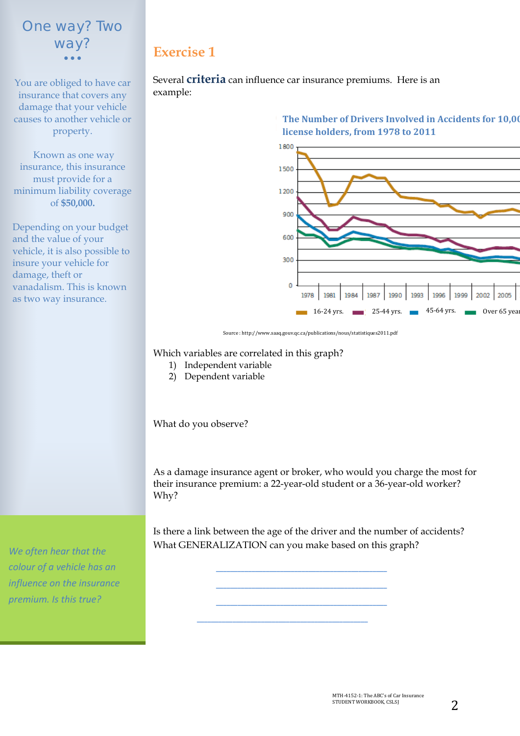## One way? Two way?

You are obliged to have car insurance that covers any damage that your vehicle causes to another vehicle or property.

Known as one way insurance, this insurance must provide for a minimum liability coverage of **$50,000.**

Depending on your budget and the value of your vehicle, it is also possible to insure your vehicle for damage, theft or vanadalism. This is known as two way insurance.

*We often hear that the colour of a vehicle has an influence on the insurance premium. Is this true?*

# Exercise 1

Several **criteria** can influence car insurance premiums. Here is an example:

**The Number of Drivers Involved in Accidents for 10,00 license holders, from 1978 to 2011**

Source : http://www.saaq.gouv.qc.ca/publications/nous/statistiques2011.pdf

Which variables are correlated in this graph?

1) Independent variable
2) Dependent variable

What do you observe?

As a damage insurance agent or broker, who would you charge the most for their insurance premium: a 22-year-old student or a 36-year-old worker? Why?

Is there a link between the age of the driver and the number of accidents? What GENERALIZATION can you make based on this graph?

_______________________________________

_______________________________________

_______________________________________

_______________________________________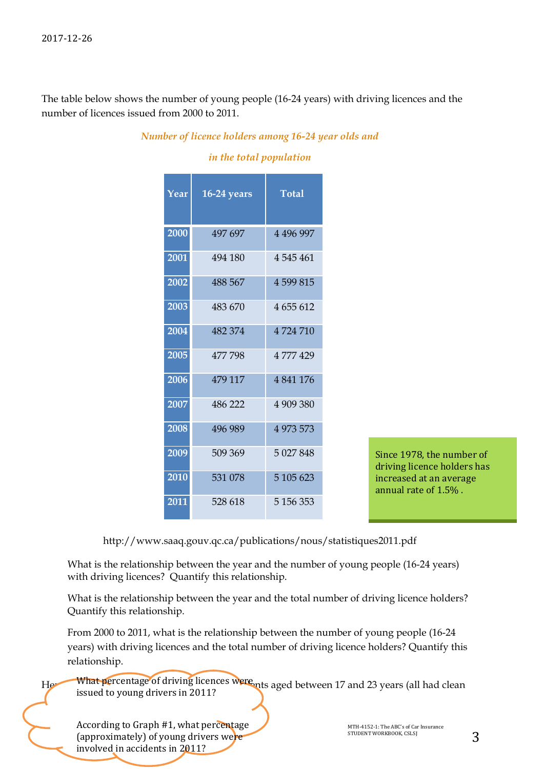The table below shows the number of young people (16-24 years) with driving licences and the number of licences issued from 2000 to 2011.

*Number of licence holders among 16-24 year olds and in the total population*

| Year | 16-24 years | Total |
|---|---|---|
| 2000 | 497 697 | 4 496 997 |
| 2001 | 494 180 | 4 545 461 |
| 2002 | 488 567 | 4 599 815 |
| 2003 | 483 670 | 4 655 612 |
| 2004 | 482 374 | 4 724 710 |
| 2005 | 477 798 | 4 777 429 |
| 2006 | 479 117 | 4 841 176 |
| 2007 | 486 222 | 4 909 380 |
| 2008 | 496 989 | 4 973 573 |
| 2009 | 509 369 | 5 027 848 |
| 2010 | 531 078 | 5 105 623 |
| 2011 | 528 618 | 5 156 353 |

Since 1978, the number of driving licence holders has increased at an average annual rate of 1.5% .

http://www.saaq.gouv.qc.ca/publications/nous/statistiques2011.pdf

What is the relationship between the year and the number of young people (16-24 years) with driving licences? Quantify this relationship.

What is the relationship between the year and the total number of driving licence holders? Quantify this relationship.

From 2000 to 2011, what is the relationship between the number of young people (16-24 years) with driving licences and the total number of driving licence holders? Quantify this relationship.

He... ...nts aged between 17 and 23 years (all had clean

What percentage of driving licences were issued to young drivers in 2011?

According to Graph #1, what percentage (approximately) of young drivers were involved in accidents in 2011?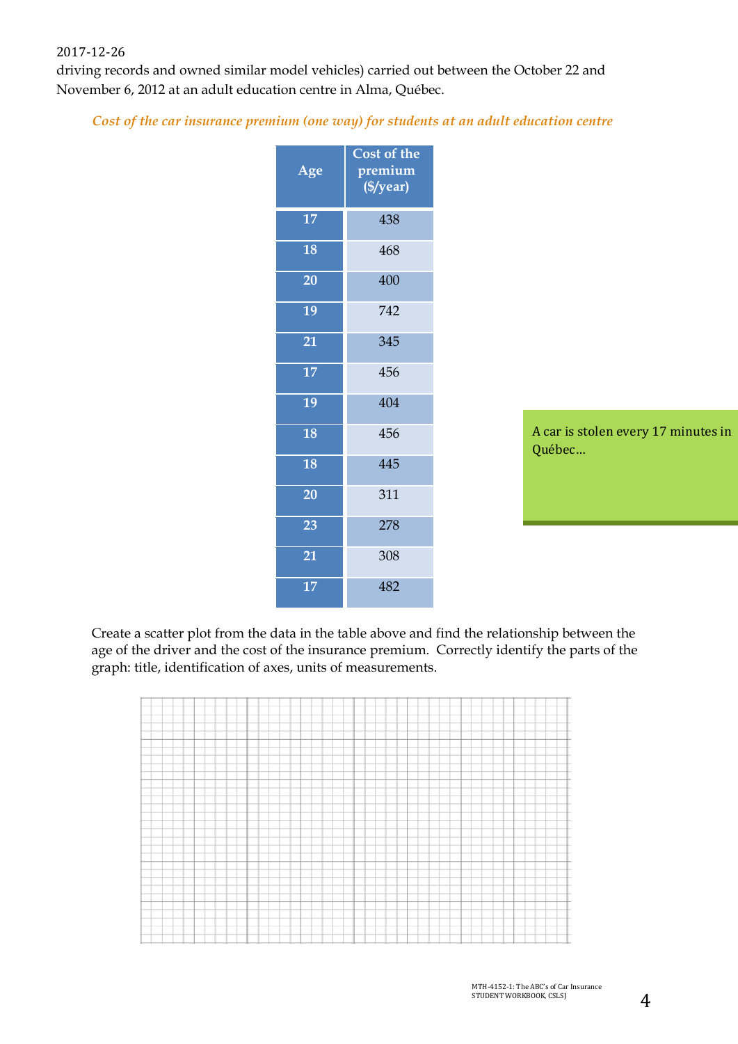driving records and owned similar model vehicles) carried out between the October 22 and November 6, 2012 at an adult education centre in Alma, Québec.

*Cost of the car insurance premium (one way) for students at an adult education centre*

| Age | Cost of the premium ($/year) |
| --- | --- |
| 17 | 438 |
| 18 | 468 |
| 20 | 400 |
| 19 | 742 |
| 21 | 345 |
| 17 | 456 |
| 19 | 404 |
| 18 | 456 |
| 18 | 445 |
| 20 | 311 |
| 23 | 278 |
| 21 | 308 |
| 17 | 482 |

A car is stolen every 17 minutes in Québec…

Create a scatter plot from the data in the table above and find the relationship between the age of the driver and the cost of the insurance premium. Correctly identify the parts of the graph: title, identification of axes, units of measurements.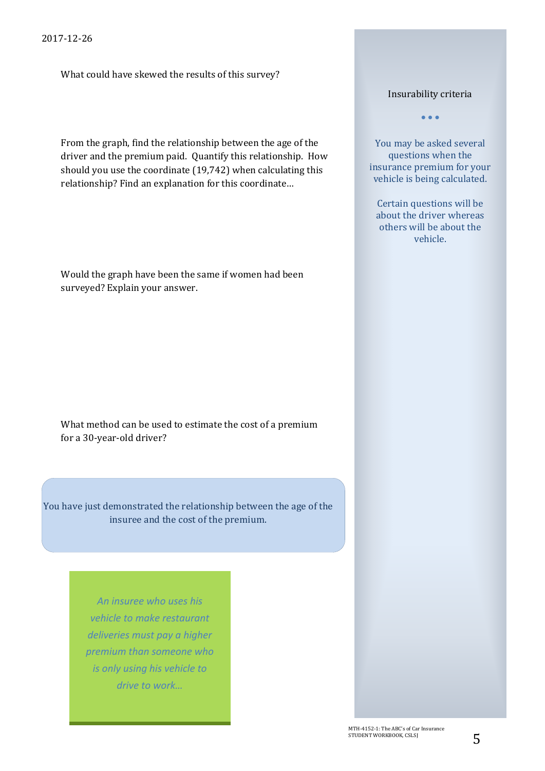What could have skewed the results of this survey?

From the graph, find the relationship between the age of the driver and the premium paid. Quantify this relationship. How should you use the coordinate (19,742) when calculating this relationship? Find an explanation for this coordinate…

Would the graph have been the same if women had been surveyed? Explain your answer.

What method can be used to estimate the cost of a premium for a 30-year-old driver?

> You have just demonstrated the relationship between the age of the insuree and the cost of the premium.

*An insuree who uses his vehicle to make restaurant deliveries must pay a higher premium than someone who is only using his vehicle to drive to work…*

Insurability criteria

…

You may be asked several questions when the insurance premium for your vehicle is being calculated.

Certain questions will be about the driver whereas others will be about the vehicle.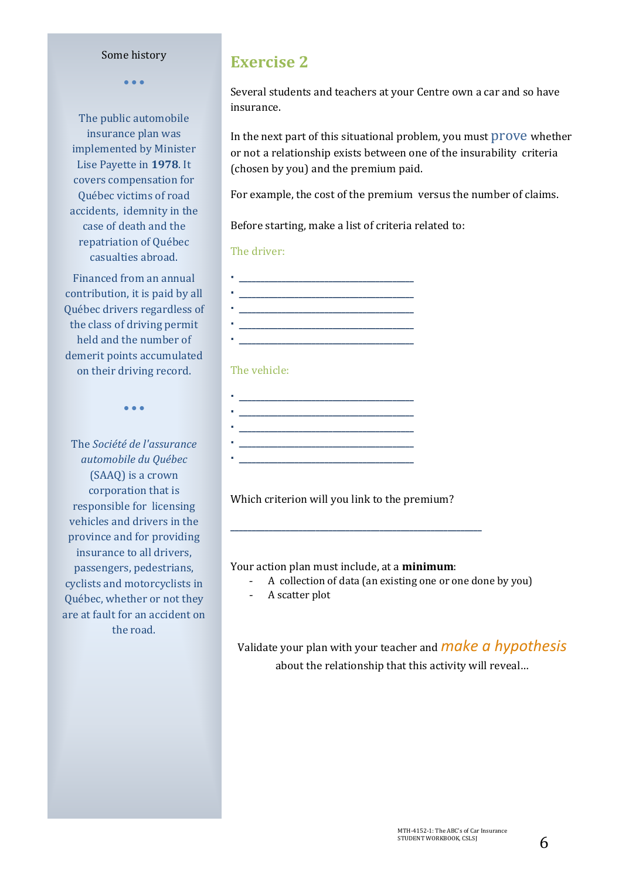Some history

• • •

The public automobile insurance plan was implemented by Minister Lise Payette in **1978**. It covers compensation for Québec victims of road accidents, idemnity in the case of death and the repatriation of Québec casualties abroad.

Financed from an annual contribution, it is paid by all Québec drivers regardless of the class of driving permit held and the number of demerit points accumulated on their driving record.

• • •

The *Société de l'assurance automobile du Québec* (SAAQ) is a crown corporation that is responsible for licensing vehicles and drivers in the province and for providing insurance to all drivers, passengers, pedestrians, cyclists and motorcyclists in Québec, whether or not they are at fault for an accident on the road.

# Exercise 2

Several students and teachers at your Centre own a car and so have insurance.

In the next part of this situational problem, you must prove whether or not a relationship exists between one of the insurability criteria (chosen by you) and the premium paid.

For example, the cost of the premium versus the number of claims.

Before starting, make a list of criteria related to:

The driver:

- ______________________________
- ______________________________
- ______________________________
- ______________________________
- ______________________________

The vehicle:

- ______________________________
- ______________________________
- ______________________________
- ______________________________
- ______________________________

Which criterion will you link to the premium?

__________________________________________

Your action plan must include, at a **minimum**:

- A collection of data (an existing one or one done by you)
- A scatter plot

Validate your plan with your teacher and *make a hypothesis* about the relationship that this activity will reveal…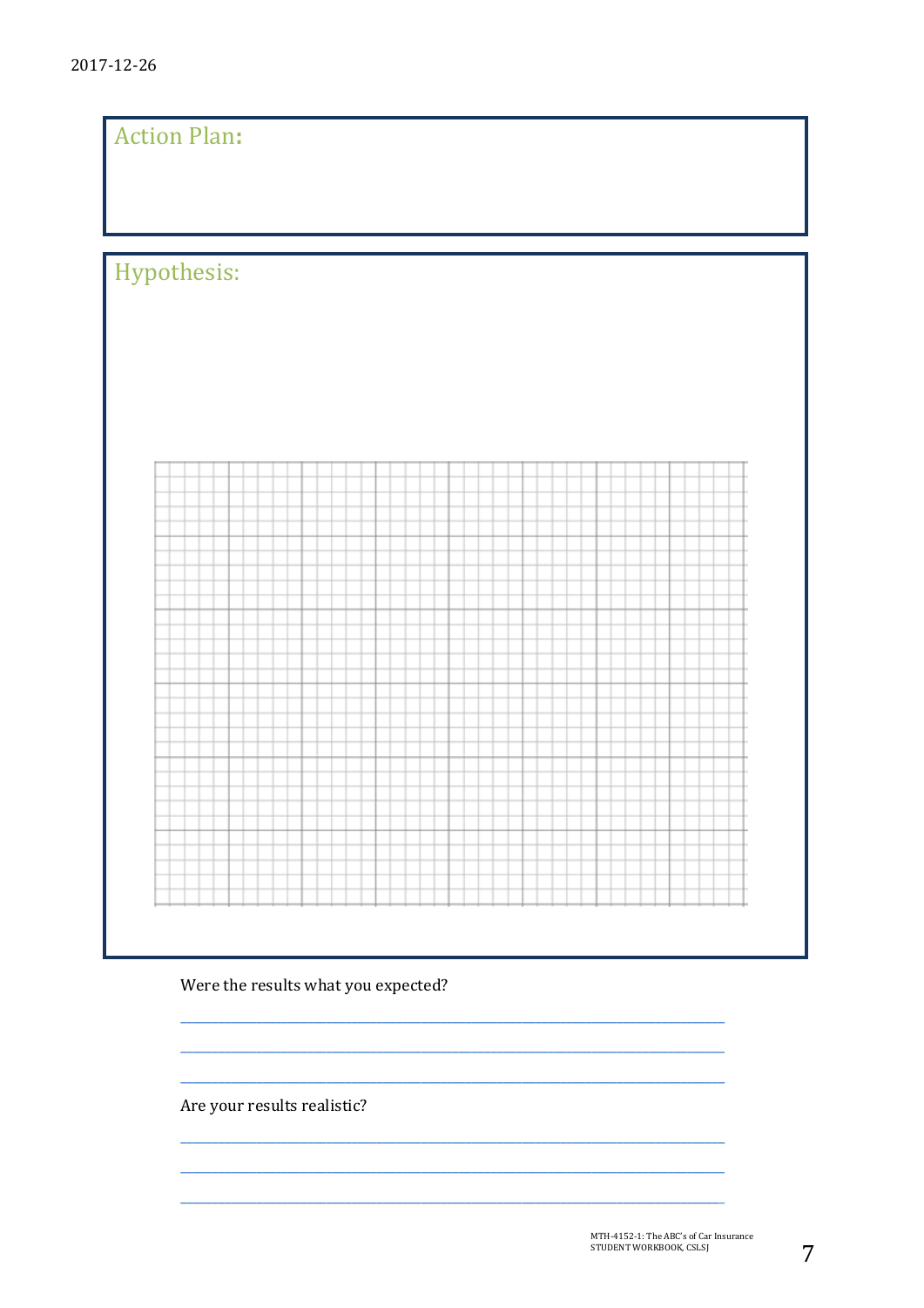2017-12-26

## Action Plan:

## Hypothesis:

Were the results what you expected?

\_\_\_\_\_\_\_\_\_\_\_\_\_\_\_\_\_\_\_\_\_\_\_\_\_\_\_\_\_\_\_\_\_\_\_\_\_\_\_\_\_\_\_\_\_\_\_\_\_\_\_\_\_\_\_\_\_\_\_\_

\_\_\_\_\_\_\_\_\_\_\_\_\_\_\_\_\_\_\_\_\_\_\_\_\_\_\_\_\_\_\_\_\_\_\_\_\_\_\_\_\_\_\_\_\_\_\_\_\_\_\_\_\_\_\_\_\_\_\_\_

\_\_\_\_\_\_\_\_\_\_\_\_\_\_\_\_\_\_\_\_\_\_\_\_\_\_\_\_\_\_\_\_\_\_\_\_\_\_\_\_\_\_\_\_\_\_\_\_\_\_\_\_\_\_\_\_\_\_\_\_

Are your results realistic?

\_\_\_\_\_\_\_\_\_\_\_\_\_\_\_\_\_\_\_\_\_\_\_\_\_\_\_\_\_\_\_\_\_\_\_\_\_\_\_\_\_\_\_\_\_\_\_\_\_\_\_\_\_\_\_\_\_\_\_\_

\_\_\_\_\_\_\_\_\_\_\_\_\_\_\_\_\_\_\_\_\_\_\_\_\_\_\_\_\_\_\_\_\_\_\_\_\_\_\_\_\_\_\_\_\_\_\_\_\_\_\_\_\_\_\_\_\_\_\_\_

\_\_\_\_\_\_\_\_\_\_\_\_\_\_\_\_\_\_\_\_\_\_\_\_\_\_\_\_\_\_\_\_\_\_\_\_\_\_\_\_\_\_\_\_\_\_\_\_\_\_\_\_\_\_\_\_\_\_\_\_